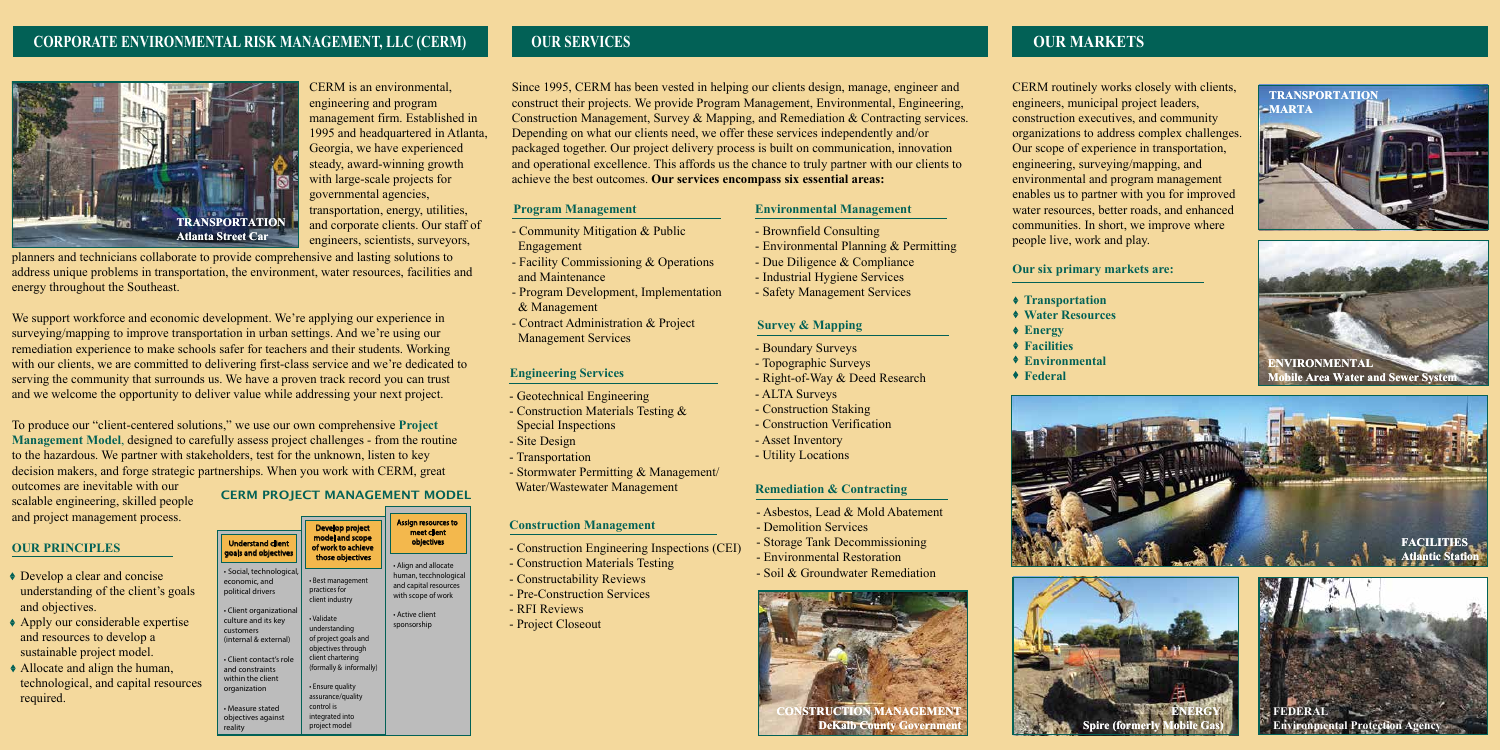## CORPORATE ENVIRONMENTAL RISK MANAGEMENT, LLC (CERM)

TRANSPORTATION
Atlanta Street Car

CERM is an environmental, engineering and program management firm. Established in 1995 and headquartered in Atlanta, Georgia, we have experienced steady, award-winning growth with large-scale projects for governmental agencies, transportation, energy, utilities, and corporate clients. Our staff of engineers, scientists, surveyors, planners and technicians collaborate to provide comprehensive and lasting solutions to address unique problems in transportation, the environment, water resources, facilities and energy throughout the Southeast.

We support workforce and economic development. We're applying our experience in surveying/mapping to improve transportation in urban settings. And we're using our remediation experience to make schools safer for teachers and their students. Working with our clients, we are committed to delivering first-class service and we're dedicated to serving the community that surrounds us. We have a proven track record you can trust and we welcome the opportunity to deliver value while addressing your next project.

To produce our "client-centered solutions," we use our own comprehensive **Project Management Model**, designed to carefully assess project challenges - from the routine to the hazardous. We partner with stakeholders, test for the unknown, listen to key decision makers, and forge strategic partnerships. When you work with CERM, great outcomes are inevitable with our scalable engineering, skilled people and project management process.

### OUR PRINCIPLES

- Develop a clear and concise understanding of the client's goals and objectives.
- Apply our considerable expertise and resources to develop a sustainable project model.
- Allocate and align the human, technological, and capital resources required.

### CERM PROJECT MANAGEMENT MODEL

| Understand client goals and objectives | Develop project model and scope of work to achieve those objectives | Assign resources to meet client objectives |
|---|---|---|
| • Social, technological, economic, and political drivers<br>• Client organizational culture and its key customers (internal & external)<br>• Client contact's role and constraints within the client organization<br>• Measure stated objectives against reality | • Best management practices for client industry<br>• Validate understanding of project goals and objectives through client chartering (formally & informally)<br>• Ensure quality assurance/quality control is integrated into project model | • Align and allocate human, tecchnological and capital resources with scope of work<br>• Active client sponsorship |

## OUR SERVICES

Since 1995, CERM has been vested in helping our clients design, manage, engineer and construct their projects. We provide Program Management, Environmental, Engineering, Construction Management, Survey & Mapping, and Remediation & Contracting services. Depending on what our clients need, we offer these services independently and/or packaged together. Our project delivery process is built on communication, innovation and operational excellence. This affords us the chance to truly partner with our clients to achieve the best outcomes. **Our services encompass six essential areas:**

### Program Management

- Community Mitigation & Public Engagement
- Facility Commissioning & Operations and Maintenance
- Program Development, Implementation & Management
- Contract Administration & Project Management Services

### Engineering Services

- Geotechnical Engineering
- Construction Materials Testing & Special Inspections
- Site Design
- Transportation
- Stormwater Permitting & Management/ Water/Wastewater Management

### Construction Management

- Construction Engineering Inspections (CEI)
- Construction Materials Testing
- Constructability Reviews
- Pre-Construction Services
- RFI Reviews
- Project Closeout

### Environmental Management

- Brownfield Consulting
- Environmental Planning & Permitting
- Due Diligence & Compliance
- Industrial Hygiene Services
- Safety Management Services

### Survey & Mapping

- Boundary Surveys
- Topographic Surveys
- Right-of-Way & Deed Research
- ALTA Surveys
- Construction Staking
- Construction Verification
- Asset Inventory
- Utility Locations

### Remediation & Contracting

- Asbestos, Lead & Mold Abatement
- Demolition Services
- Storage Tank Decommissioning
- Environmental Restoration
- Soil & Groundwater Remediation

CONSTRUCTION MANAGEMENT
DeKalb County Government

## OUR MARKETS

CERM routinely works closely with clients, engineers, municipal project leaders, construction executives, and community organizations to address complex challenges. Our scope of experience in transportation, engineering, surveying/mapping, and environmental and program management enables us to partner with you for improved water resources, better roads, and enhanced communities. In short, we improve where people live, work and play.

### Our six primary markets are:

- **Transportation**
- **Water Resources**
- **Energy**
- **Facilities**
- **Environmental**
- **Federal**

TRANSPORTATION
MARTA

ENVIRONMENTAL
Mobile Area Water and Sewer System

FACILITIES
Atlantic Station

ENERGY
Spire (formerly Mobile Gas)

FEDERAL
Environmental Protection Agency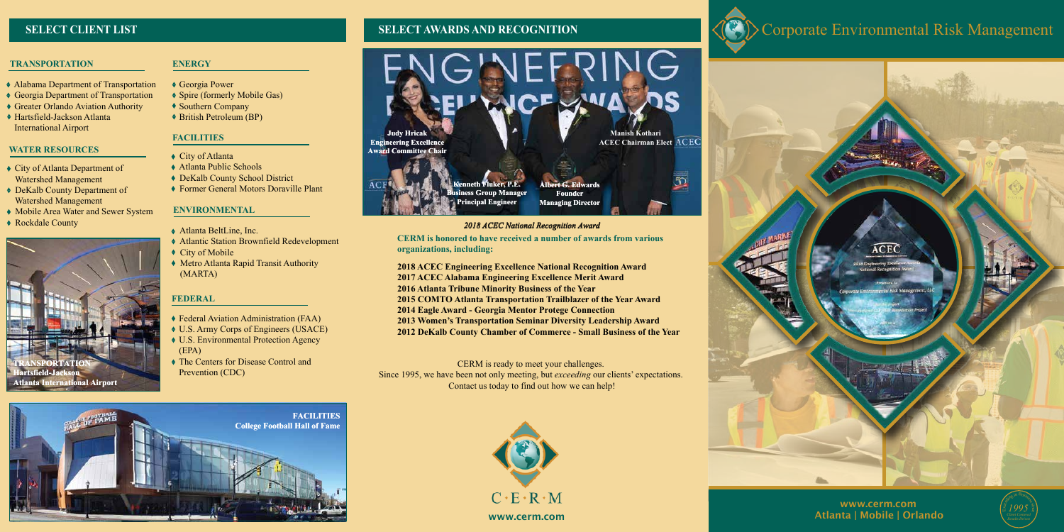# SELECT CLIENT LIST

## TRANSPORTATION

- Alabama Department of Transportation
- Georgia Department of Transportation
- Greater Orlando Aviation Authority
- Hartsfield-Jackson Atlanta International Airport

## WATER RESOURCES

- City of Atlanta Department of Watershed Management
- DeKalb County Department of Watershed Management
- Mobile Area Water and Sewer System
- Rockdale County

**TRANSPORTATION**
**Hartsfield-Jackson Atlanta International Airport**

## ENERGY

- Georgia Power
- Spire (formerly Mobile Gas)
- Southern Company
- British Petroleum (BP)

## FACILITIES

- City of Atlanta
- Atlanta Public Schools
- DeKalb County School District
- Former General Motors Doraville Plant

## ENVIRONMENTAL

- Atlanta BeltLine, Inc.
- Atlantic Station Brownfield Redevelopment
- City of Mobile
- Metro Atlanta Rapid Transit Authority (MARTA)

## FEDERAL

- Federal Aviation Administration (FAA)
- U.S. Army Corps of Engineers (USACE)
- U.S. Environmental Protection Agency (EPA)
- The Centers for Disease Control and Prevention (CDC)

**FACILITIES**
**College Football Hall of Fame**

# SELECT AWARDS AND RECOGNITION

**Judy Hricak** Engineering Excellence Award Committee Chair

**Kenneth Fluker, P.E.** Business Group Manager Principal Engineer

**Albert G. Edwards** Founder Managing Director

**Manish Kothari** ACEC Chairman Elect

*2018 ACEC National Recognition Award*

**CERM is honored to have received a number of awards from various organizations, including:**

**2018 ACEC Engineering Excellence National Recognition Award**
**2017 ACEC Alabama Engineering Excellence Merit Award**
**2016 Atlanta Tribune Minority Business of the Year**
**2015 COMTO Atlanta Transportation Trailblazer of the Year Award**
**2014 Eagle Award - Georgia Mentor Protege Connection**
**2013 Women's Transportation Seminar Diversity Leadership Award**
**2012 DeKalb County Chamber of Commerce - Small Business of the Year**

CERM is ready to meet your challenges.
Since 1995, we have been not only meeting, but *exceeding* our clients' expectations.
Contact us today to find out how we can help!

C·E·R·M
www.cerm.com

# Corporate Environmental Risk Management

www.cerm.com
Atlanta | Mobile | Orlando